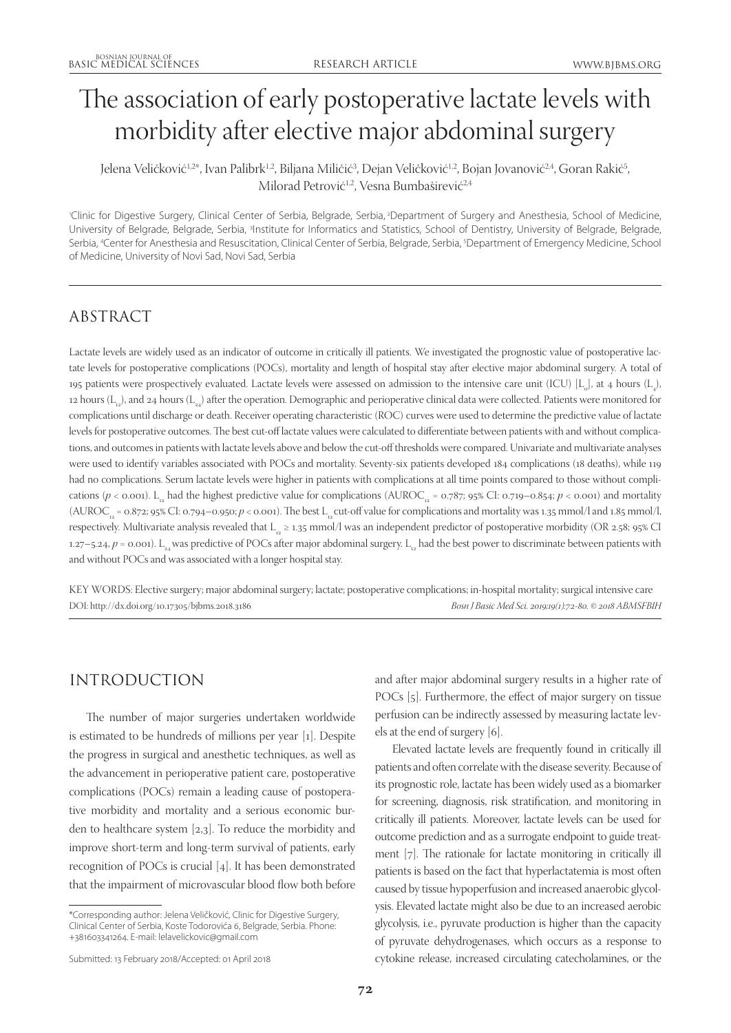# The association of early postoperative lactate levels with morbidity after elective major abdominal surgery

Jelena Veličković[1,2*], Ivan Palibrk[1,2], Biljana Miličić[3], Dejan Veličković[1,2], Bojan Jovanović[2,4], Goran Rakić[5], Milorad Petrović[1,2], Vesna Bumbaširević[2,4]

[1]Clinic for Digestive Surgery, Clinical Center of Serbia, Belgrade, Serbia, [2]Department of Surgery and Anesthesia, School of Medicine, University of Belgrade, Belgrade, Serbia, [3]Institute for Informatics and Statistics, School of Dentistry, University of Belgrade, Belgrade, Serbia, [4]Center for Anesthesia and Resuscitation, Clinical Center of Serbia, Belgrade, Serbia, [5]Department of Emergency Medicine, School of Medicine, University of Novi Sad, Novi Sad, Serbia

## ABSTRACT

Lactate levels are widely used as an indicator of outcome in critically ill patients. We investigated the prognostic value of postoperative lactate levels for postoperative complications (POCs), mortality and length of hospital stay after elective major abdominal surgery. A total of 195 patients were prospectively evaluated. Lactate levels were assessed on admission to the intensive care unit (ICU) [$L_0$], at 4 hours ($L_4$), 12 hours ($L_{12}$), and 24 hours ($L_{24}$) after the operation. Demographic and perioperative clinical data were collected. Patients were monitored for complications until discharge or death. Receiver operating characteristic (ROC) curves were used to determine the predictive value of lactate levels for postoperative outcomes. The best cut-off lactate values were calculated to differentiate between patients with and without complications, and outcomes in patients with lactate levels above and below the cut-off thresholds were compared. Univariate and multivariate analyses were used to identify variables associated with POCs and mortality. Seventy-six patients developed 184 complications (18 deaths), while 119 had no complications. Serum lactate levels were higher in patients with complications at all time points compared to those without complications ($p < 0.001$). $L_{12}$ had the highest predictive value for complications ($AUROC_{12} = 0.787$; 95% CI: 0.719–0.854; $p < 0.001$) and mortality ($AUROC_{12} = 0.872$; 95% CI: 0.794–0.950; $p < 0.001$). The best $L_{12}$ cut-off value for complications and mortality was 1.35 mmol/l and 1.85 mmol/l, respectively. Multivariate analysis revealed that $L_{12} \geq 1.35$ mmol/l was an independent predictor of postoperative morbidity (OR 2.58; 95% CI 1.27–5.24, $p = 0.001$). $L_{24}$ was predictive of POCs after major abdominal surgery. $L_{12}$ had the best power to discriminate between patients with and without POCs and was associated with a longer hospital stay.

KEY WORDS: Elective surgery; major abdominal surgery; lactate; postoperative complications; in-hospital mortality; surgical intensive care

DOI: http://dx.doi.org/10.17305/bjbms.2018.3186

*Bosn J Basic Med Sci. 2019;19(1):72-80. © 2018 ABMSFBIH*

## INTRODUCTION

The number of major surgeries undertaken worldwide is estimated to be hundreds of millions per year [1]. Despite the progress in surgical and anesthetic techniques, as well as the advancement in perioperative patient care, postoperative complications (POCs) remain a leading cause of postoperative morbidity and mortality and a serious economic burden to healthcare system [2,3]. To reduce the morbidity and improve short-term and long-term survival of patients, early recognition of POCs is crucial [4]. It has been demonstrated that the impairment of microvascular blood flow both before and after major abdominal surgery results in a higher rate of POCs [5]. Furthermore, the effect of major surgery on tissue perfusion can be indirectly assessed by measuring lactate levels at the end of surgery [6].

Elevated lactate levels are frequently found in critically ill patients and often correlate with the disease severity. Because of its prognostic role, lactate has been widely used as a biomarker for screening, diagnosis, risk stratification, and monitoring in critically ill patients. Moreover, lactate levels can be used for outcome prediction and as a surrogate endpoint to guide treatment [7]. The rationale for lactate monitoring in critically ill patients is based on the fact that hyperlactatemia is most often caused by tissue hypoperfusion and increased anaerobic glycolysis. Elevated lactate might also be due to an increased aerobic glycolysis, i.e., pyruvate production is higher than the capacity of pyruvate dehydrogenases, which occurs as a response to cytokine release, increased circulating catecholamines, or the

*Corresponding author: Jelena Veličković, Clinic for Digestive Surgery, Clinical Center of Serbia, Koste Todorovića 6, Belgrade, Serbia. Phone: +381603341264. E-mail: lelavelickovic@gmail.com

Submitted: 13 February 2018/Accepted: 01 April 2018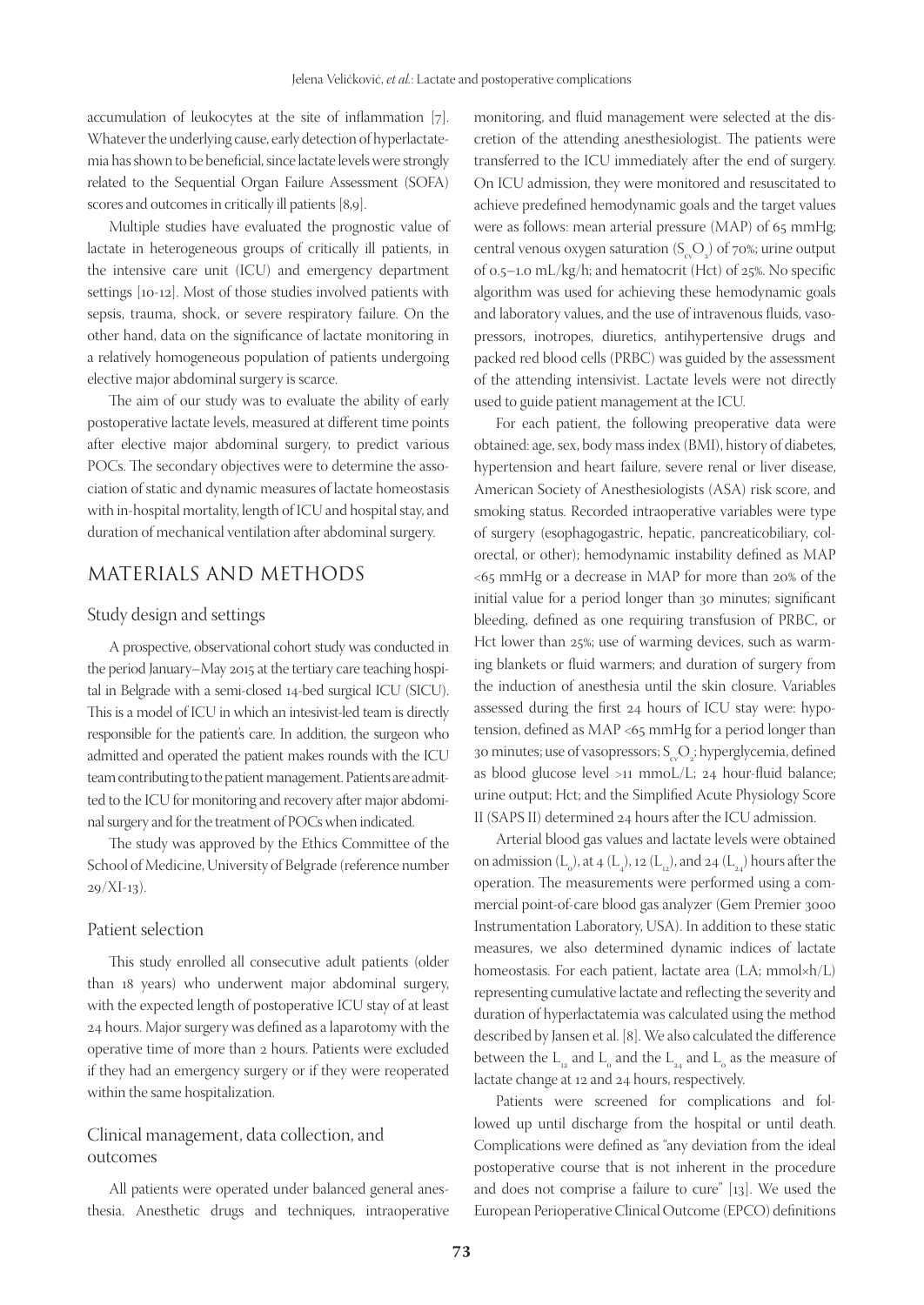accumulation of leukocytes at the site of inflammation [7]. Whatever the underlying cause, early detection of hyperlactatemia has shown to be beneficial, since lactate levels were strongly related to the Sequential Organ Failure Assessment (SOFA) scores and outcomes in critically ill patients [8,9].

Multiple studies have evaluated the prognostic value of lactate in heterogeneous groups of critically ill patients, in the intensive care unit (ICU) and emergency department settings [10-12]. Most of those studies involved patients with sepsis, trauma, shock, or severe respiratory failure. On the other hand, data on the significance of lactate monitoring in a relatively homogeneous population of patients undergoing elective major abdominal surgery is scarce.

The aim of our study was to evaluate the ability of early postoperative lactate levels, measured at different time points after elective major abdominal surgery, to predict various POCs. The secondary objectives were to determine the association of static and dynamic measures of lactate homeostasis with in-hospital mortality, length of ICU and hospital stay, and duration of mechanical ventilation after abdominal surgery.

## MATERIALS AND METHODS

### Study design and settings

A prospective, observational cohort study was conducted in the period January–May 2015 at the tertiary care teaching hospital in Belgrade with a semi-closed 14-bed surgical ICU (SICU). This is a model of ICU in which an intesivist-led team is directly responsible for the patient's care. In addition, the surgeon who admitted and operated the patient makes rounds with the ICU team contributing to the patient management. Patients are admitted to the ICU for monitoring and recovery after major abdominal surgery and for the treatment of POCs when indicated.

The study was approved by the Ethics Committee of the School of Medicine, University of Belgrade (reference number 29/XI-13).

### Patient selection

This study enrolled all consecutive adult patients (older than 18 years) who underwent major abdominal surgery, with the expected length of postoperative ICU stay of at least 24 hours. Major surgery was defined as a laparotomy with the operative time of more than 2 hours. Patients were excluded if they had an emergency surgery or if they were reoperated within the same hospitalization.

### Clinical management, data collection, and outcomes

All patients were operated under balanced general anesthesia. Anesthetic drugs and techniques, intraoperative monitoring, and fluid management were selected at the discretion of the attending anesthesiologist. The patients were transferred to the ICU immediately after the end of surgery. On ICU admission, they were monitored and resuscitated to achieve predefined hemodynamic goals and the target values were as follows: mean arterial pressure (MAP) of 65 mmHg; central venous oxygen saturation ($S_{cv}O_2$) of 70%; urine output of 0.5–1.0 mL/kg/h; and hematocrit (Hct) of 25%. No specific algorithm was used for achieving these hemodynamic goals and laboratory values, and the use of intravenous fluids, vasopressors, inotropes, diuretics, antihypertensive drugs and packed red blood cells (PRBC) was guided by the assessment of the attending intensivist. Lactate levels were not directly used to guide patient management at the ICU.

For each patient, the following preoperative data were obtained: age, sex, body mass index (BMI), history of diabetes, hypertension and heart failure, severe renal or liver disease, American Society of Anesthesiologists (ASA) risk score, and smoking status. Recorded intraoperative variables were type of surgery (esophagogastric, hepatic, pancreaticobiliary, colorectal, or other); hemodynamic instability defined as MAP <65 mmHg or a decrease in MAP for more than 20% of the initial value for a period longer than 30 minutes; significant bleeding, defined as one requiring transfusion of PRBC, or Hct lower than 25%; use of warming devices, such as warming blankets or fluid warmers; and duration of surgery from the induction of anesthesia until the skin closure. Variables assessed during the first 24 hours of ICU stay were: hypotension, defined as MAP <65 mmHg for a period longer than 30 minutes; use of vasopressors; $S_{cv}O_2$; hyperglycemia, defined as blood glucose level >11 mmoL/L; 24 hour-fluid balance; urine output; Hct; and the Simplified Acute Physiology Score II (SAPS II) determined 24 hours after the ICU admission.

Arterial blood gas values and lactate levels were obtained on admission ($L_0$), at 4 ($L_4$), 12 ($L_{12}$), and 24 ($L_{24}$) hours after the operation. The measurements were performed using a commercial point-of-care blood gas analyzer (Gem Premier 3000 Instrumentation Laboratory, USA). In addition to these static measures, we also determined dynamic indices of lactate homeostasis. For each patient, lactate area (LA; mmol×h/L) representing cumulative lactate and reflecting the severity and duration of hyperlactatemia was calculated using the method described by Jansen et al. [8]. We also calculated the difference between the $L_{12}$ and $L_0$ and the $L_{24}$ and $L_0$ as the measure of lactate change at 12 and 24 hours, respectively.

Patients were screened for complications and followed up until discharge from the hospital or until death. Complications were defined as "any deviation from the ideal postoperative course that is not inherent in the procedure and does not comprise a failure to cure" [13]. We used the European Perioperative Clinical Outcome (EPCO) definitions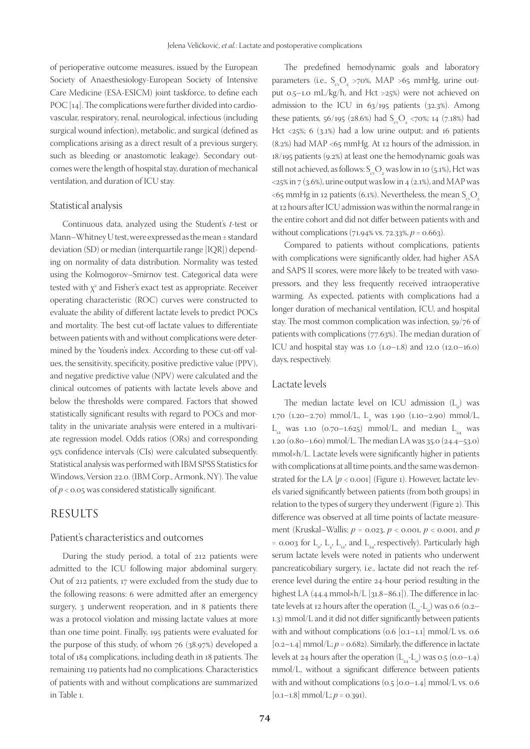of perioperative outcome measures, issued by the European Society of Anaesthesiology-European Society of Intensive Care Medicine (ESA-ESICM) joint taskforce, to define each POC [14]. The complications were further divided into cardiovascular, respiratory, renal, neurological, infectious (including surgical wound infection), metabolic, and surgical (defined as complications arising as a direct result of a previous surgery, such as bleeding or anastomotic leakage). Secondary outcomes were the length of hospital stay, duration of mechanical ventilation, and duration of ICU stay.

### Statistical analysis

Continuous data, analyzed using the Student's *t*-test or Mann–Whitney U test, were expressed as the mean ± standard deviation (SD) or median (interquartile range [IQR]) depending on normality of data distribution. Normality was tested using the Kolmogorov–Smirnov test. Categorical data were tested with $\chi^2$ and Fisher's exact test as appropriate. Receiver operating characteristic (ROC) curves were constructed to evaluate the ability of different lactate levels to predict POCs and mortality. The best cut-off lactate values to differentiate between patients with and without complications were determined by the Youden's index. According to these cut-off values, the sensitivity, specificity, positive predictive value (PPV), and negative predictive value (NPV) were calculated and the clinical outcomes of patients with lactate levels above and below the thresholds were compared. Factors that showed statistically significant results with regard to POCs and mortality in the univariate analysis were entered in a multivariate regression model. Odds ratios (ORs) and corresponding 95% confidence intervals (CIs) were calculated subsequently. Statistical analysis was performed with IBM SPSS Statistics for Windows, Version 22.0. (IBM Corp., Armonk, NY). The value of $p < 0.05$ was considered statistically significant.

## RESULTS

### Patient's characteristics and outcomes

During the study period, a total of 212 patients were admitted to the ICU following major abdominal surgery. Out of 212 patients, 17 were excluded from the study due to the following reasons: 6 were admitted after an emergency surgery, 3 underwent reoperation, and in 8 patients there was a protocol violation and missing lactate values at more than one time point. Finally, 195 patients were evaluated for the purpose of this study, of whom 76 (38.97%) developed a total of 184 complications, including death in 18 patients. The remaining 119 patients had no complications. Characteristics of patients with and without complications are summarized in Table 1.

The predefined hemodynamic goals and laboratory parameters (i.e., $S_{cv}O_2$ >70%, MAP >65 mmHg, urine output 0.5–1.0 mL/kg/h, and Hct >25%) were not achieved on admission to the ICU in 63/195 patients (32.3%). Among these patients, 56/195 (28.6%) had $S_{cv}O_2$ <70%; 14 (7.18%) had Hct <25%; 6 (3.1%) had a low urine output; and 16 patients (8.2%) had MAP <65 mmHg. At 12 hours of the admission, in 18/195 patients (9.2%) at least one the hemodynamic goals was still not achieved, as follows: $S_{cv}O_2$ was low in 10 (5.1%), Hct was <25% in 7 (3.6%), urine output was low in 4 (2.1%), and MAP was <65 mmHg in 12 patients (6.1%). Nevertheless, the mean $S_{cv}O_2$ at 12 hours after ICU admission was within the normal range in the entire cohort and did not differ between patients with and without complications (71.94% vs. 72.33%, $p = 0.663$).

Compared to patients without complications, patients with complications were significantly older, had higher ASA and SAPS II scores, were more likely to be treated with vasopressors, and they less frequently received intraoperative warming. As expected, patients with complications had a longer duration of mechanical ventilation, ICU, and hospital stay. The most common complication was infection, 59/76 of patients with complications (77.63%). The median duration of ICU and hospital stay was 1.0 (1.0–1.8) and 12.0 (12.0–16.0) days, respectively.

### Lactate levels

The median lactate level on ICU admission ($L_0$) was 1.70 (1.20–2.70) mmol/L, $L_4$ was 1.90 (1.10–2.90) mmol/L, $L_{12}$ was 1.10 (0.70–1.625) mmol/L, and median $L_{24}$ was 1.20 (0.80–1.60) mmol/L. The median LA was 35.0 (24.4–53.0) mmol×h/L. Lactate levels were significantly higher in patients with complications at all time points, and the same was demonstrated for the LA [$p < 0.001$] (Figure 1). However, lactate levels varied significantly between patients (from both groups) in relation to the types of surgery they underwent (Figure 2). This difference was observed at all time points of lactate measurement (Kruskal–Wallis; $p = 0.023$, $p < 0.001$, $p < 0.001$, and $p = 0.003$ for $L_0$, $L_4$, $L_{12}$, and $L_{24}$, respectively). Particularly high serum lactate levels were noted in patients who underwent pancreaticobiliary surgery, i.e., lactate did not reach the reference level during the entire 24-hour period resulting in the highest LA (44.4 mmol×h/L [31.8–86.1]). The difference in lactate levels at 12 hours after the operation ($L_{12}$-$L_0$) was 0.6 (0.2–1.3) mmol/L and it did not differ significantly between patients with and without complications (0.6 [0.1–1.1] mmol/L vs. 0.6 [0.2–1.4] mmol/L; $p = 0.682$). Similarly, the difference in lactate levels at 24 hours after the operation ($L_{24}$-$L_0$) was 0.5 (0.0–1.4) mmol/L, without a significant difference between patients with and without complications (0.5 [0.0–1.4] mmol/L vs. 0.6 [0.1–1.8] mmol/L; $p = 0.391$).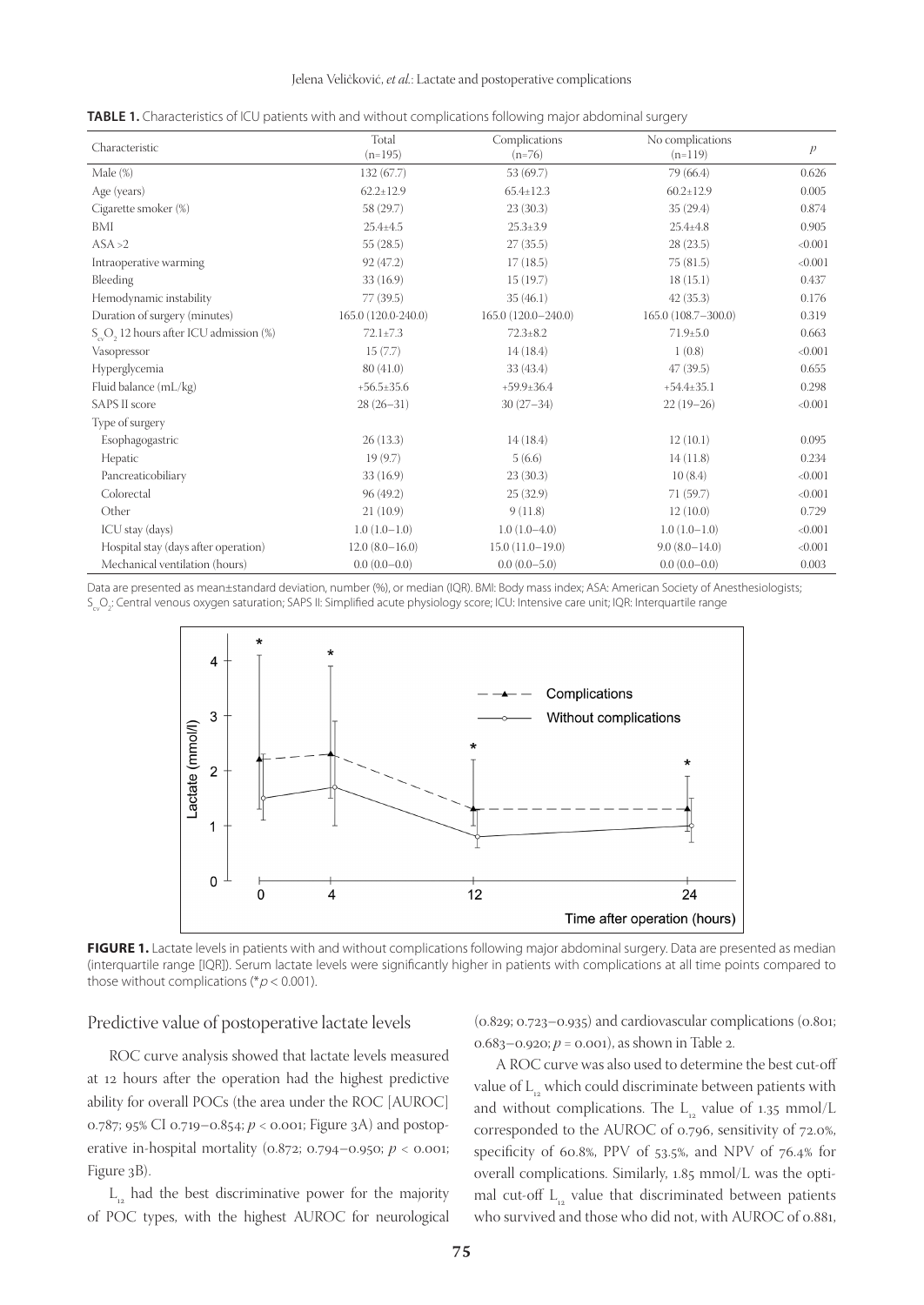**TABLE 1.** Characteristics of ICU patients with and without complications following major abdominal surgery

| Characteristic | Total (n=195) | Complications (n=76) | No complications (n=119) | $p$ |
|---|---|---|---|---|
| Male (%) | 132 (67.7) | 53 (69.7) | 79 (66.4) | 0.626 |
| Age (years) | 62.2±12.9 | 65.4±12.3 | 60.2±12.9 | 0.005 |
| Cigarette smoker (%) | 58 (29.7) | 23 (30.3) | 35 (29.4) | 0.874 |
| BMI | 25.4±4.5 | 25.3±3.9 | 25.4±4.8 | 0.905 |
| ASA >2 | 55 (28.5) | 27 (35.5) | 28 (23.5) | <0.001 |
| Intraoperative warming | 92 (47.2) | 17 (18.5) | 75 (81.5) | <0.001 |
| Bleeding | 33 (16.9) | 15 (19.7) | 18 (15.1) | 0.437 |
| Hemodynamic instability | 77 (39.5) | 35 (46.1) | 42 (35.3) | 0.176 |
| Duration of surgery (minutes) | 165.0 (120.0-240.0) | 165.0 (120.0–240.0) | 165.0 (108.7–300.0) | 0.319 |
| $S_{cv}O_2$ 12 hours after ICU admission (%) | 72.1±7.3 | 72.3±8.2 | 71.9±5.0 | 0.663 |
| Vasopressor | 15 (7.7) | 14 (18.4) | 1 (0.8) | <0.001 |
| Hyperglycemia | 80 (41.0) | 33 (43.4) | 47 (39.5) | 0.655 |
| Fluid balance (mL/kg) | +56.5±35.6 | +59.9±36.4 | +54.4±35.1 | 0.298 |
| SAPS II score | 28 (26–31) | 30 (27–34) | 22 (19–26) | <0.001 |
| Type of surgery | | | | |
| Esophagogastric | 26 (13.3) | 14 (18.4) | 12 (10.1) | 0.095 |
| Hepatic | 19 (9.7) | 5 (6.6) | 14 (11.8) | 0.234 |
| Pancreaticobiliary | 33 (16.9) | 23 (30.3) | 10 (8.4) | <0.001 |
| Colorectal | 96 (49.2) | 25 (32.9) | 71 (59.7) | <0.001 |
| Other | 21 (10.9) | 9 (11.8) | 12 (10.0) | 0.729 |
| ICU stay (days) | 1.0 (1.0–1.0) | 1.0 (1.0–4.0) | 1.0 (1.0–1.0) | <0.001 |
| Hospital stay (days after operation) | 12.0 (8.0–16.0) | 15.0 (11.0–19.0) | 9.0 (8.0–14.0) | <0.001 |
| Mechanical ventilation (hours) | 0.0 (0.0–0.0) | 0.0 (0.0–5.0) | 0.0 (0.0–0.0) | 0.003 |

Data are presented as mean±standard deviation, number (%), or median (IQR). BMI: Body mass index; ASA: American Society of Anesthesiologists; $S_{cv}O_2$: Central venous oxygen saturation; SAPS II: Simplified acute physiology score; ICU: Intensive care unit; IQR: Interquartile range

**FIGURE 1.** Lactate levels in patients with and without complications following major abdominal surgery. Data are presented as median (interquartile range [IQR]). Serum lactate levels were significantly higher in patients with complications at all time points compared to those without complications (*$p < 0.001$).

## Predictive value of postoperative lactate levels

ROC curve analysis showed that lactate levels measured at 12 hours after the operation had the highest predictive ability for overall POCs (the area under the ROC [AUROC] 0.787; 95% CI 0.719–0.854; $p < 0.001$; Figure 3A) and postoperative in-hospital mortality (0.872; 0.794–0.950; $p < 0.001$; Figure 3B).

$L_{12}$ had the best discriminative power for the majority of POC types, with the highest AUROC for neurological (0.829; 0.723–0.935) and cardiovascular complications (0.801; 0.683–0.920; $p = 0.001$), as shown in Table 2.

A ROC curve was also used to determine the best cut-off value of $L_{12}$ which could discriminate between patients with and without complications. The $L_{12}$ value of 1.35 mmol/L corresponded to the AUROC of 0.796, sensitivity of 72.0%, specificity of 60.8%, PPV of 53.5%, and NPV of 76.4% for overall complications. Similarly, 1.85 mmol/L was the optimal cut-off $L_{12}$ value that discriminated between patients who survived and those who did not, with AUROC of 0.881,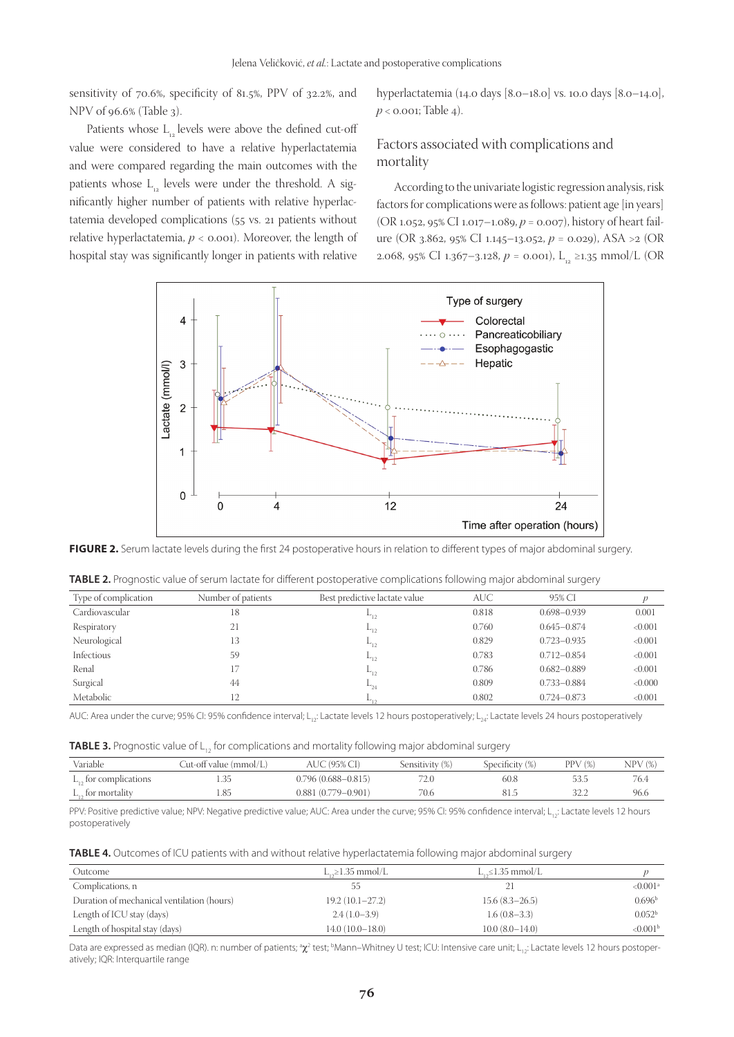sensitivity of 70.6%, specificity of 81.5%, PPV of 32.2%, and NPV of 96.6% (Table 3).

Patients whose $L_{12}$ levels were above the defined cut-off value were considered to have a relative hyperlactatemia and were compared regarding the main outcomes with the patients whose $L_{12}$ levels were under the threshold. A significantly higher number of patients with relative hyperlactatemia developed complications (55 vs. 21 patients without relative hyperlactatemia, $p < 0.001$). Moreover, the length of hospital stay was significantly longer in patients with relative hyperlactatemia (14.0 days [8.0–18.0] vs. 10.0 days [8.0–14.0], $p < 0.001$; Table 4).

## Factors associated with complications and mortality

According to the univariate logistic regression analysis, risk factors for complications were as follows: patient age [in years] (OR 1.052, 95% CI 1.017–1.089, $p = 0.007$), history of heart failure (OR 3.862, 95% CI 1.145–13.052, $p = 0.029$), ASA >2 (OR 2.068, 95% CI 1.367–3.128, $p = 0.001$), $L_{12}$ ≥1.35 mmol/L (OR

**FIGURE 2.** Serum lactate levels during the first 24 postoperative hours in relation to different types of major abdominal surgery.

**TABLE 2.** Prognostic value of serum lactate for different postoperative complications following major abdominal surgery

| Type of complication | Number of patients | Best predictive lactate value | AUC | 95% CI | *p* |
|---|---|---|---|---|---|
| Cardiovascular | 18 | $L_{12}$ | 0.818 | 0.698–0.939 | 0.001 |
| Respiratory | 21 | $L_{12}$ | 0.760 | 0.645–0.874 | <0.001 |
| Neurological | 13 | $L_{12}$ | 0.829 | 0.723–0.935 | <0.001 |
| Infectious | 59 | $L_{12}$ | 0.783 | 0.712–0.854 | <0.001 |
| Renal | 17 | $L_{12}$ | 0.786 | 0.682–0.889 | <0.001 |
| Surgical | 44 | $L_{24}$ | 0.809 | 0.733–0.884 | <0.000 |
| Metabolic | 12 | $L_{12}$ | 0.802 | 0.724–0.873 | <0.001 |

AUC: Area under the curve; 95% CI: 95% confidence interval; $L_{12}$: Lactate levels 12 hours postoperatively; $L_{24}$: Lactate levels 24 hours postoperatively

**TABLE 3.** Prognostic value of $L_{12}$ for complications and mortality following major abdominal surgery

| Variable | Cut-off value (mmol/L) | AUC (95% CI) | Sensitivity (%) | Specificity (%) | PPV (%) | NPV (%) |
|---|---|---|---|---|---|---|
| $L_{12}$ for complications | 1.35 | 0.796 (0.688–0.815) | 72.0 | 60.8 | 53.5 | 76.4 |
| $L_{12}$ for mortality | 1.85 | 0.881 (0.779–0.901) | 70.6 | 81.5 | 32.2 | 96.6 |

PPV: Positive predictive value; NPV: Negative predictive value; AUC: Area under the curve; 95% CI: 95% confidence interval; $L_{12}$: Lactate levels 12 hours postoperatively

**TABLE 4.** Outcomes of ICU patients with and without relative hyperlactatemia following major abdominal surgery

| Outcome | $L_{12}$≥1.35 mmol/L | $L_{12}$<1.35 mmol/L | *p* |
|---|---|---|---|
| Complications, n | 55 | 21 | <0.001[a] |
| Duration of mechanical ventilation (hours) | 19.2 (10.1–27.2) | 15.6 (8.3–26.5) | 0.696[b] |
| Length of ICU stay (days) | 2.4 (1.0–3.9) | 1.6 (0.8–3.3) | 0.052[b] |
| Length of hospital stay (days) | 14.0 (10.0–18.0) | 10.0 (8.0–14.0) | <0.001[b] |

Data are expressed as median (IQR). n: number of patients; [a]$\chi^2$ test; [b]Mann–Whitney U test; ICU: Intensive care unit; $L_{12}$: Lactate levels 12 hours postoperatively; IQR: Interquartile range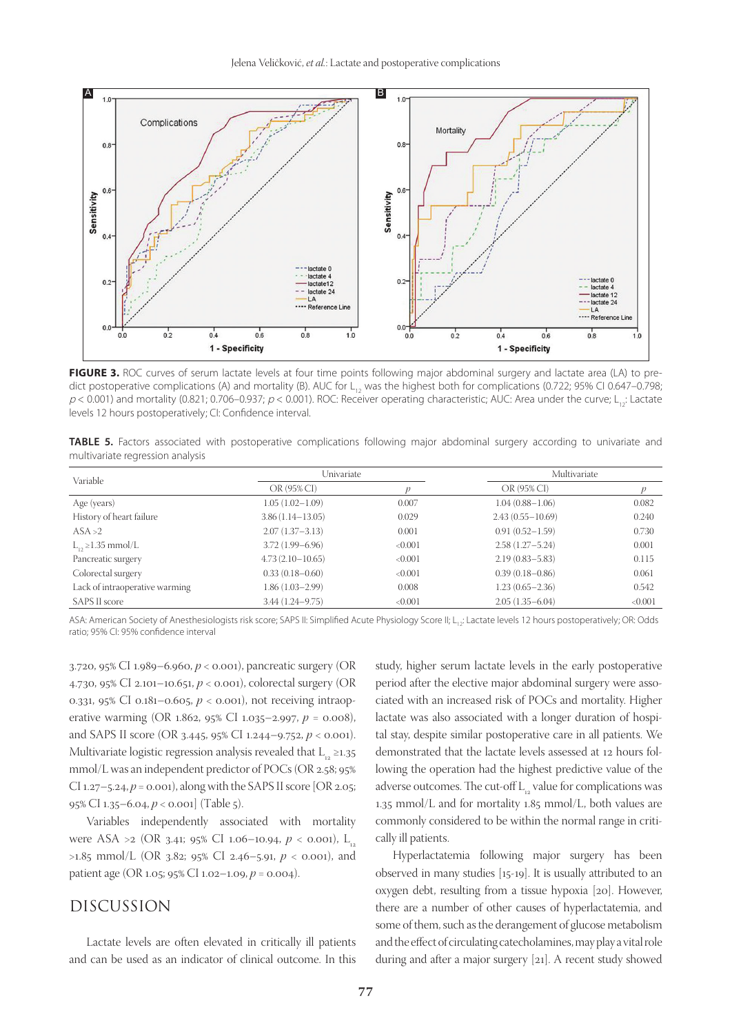**FIGURE 3.** ROC curves of serum lactate levels at four time points following major abdominal surgery and lactate area (LA) to predict postoperative complications (A) and mortality (B). AUC for $L_{12}$ was the highest both for complications (0.722; 95% CI 0.647–0.798; $p < 0.001$) and mortality (0.821; 0.706–0.937; $p < 0.001$). ROC: Receiver operating characteristic; AUC: Area under the curve; $L_{12}$: Lactate levels 12 hours postoperatively; CI: Confidence interval.

**TABLE 5.** Factors associated with postoperative complications following major abdominal surgery according to univariate and multivariate regression analysis

| Variable | Univariate | | Multivariate | |
|---|---|---|---|---|
| | OR (95% CI) | *p* | OR (95% CI) | *p* |
| Age (years) | 1.05 (1.02–1.09) | 0.007 | 1.04 (0.88–1.06) | 0.082 |
| History of heart failure | 3.86 (1.14–13.05) | 0.029 | 2.43 (0.55–10.69) | 0.240 |
| ASA >2 | 2.07 (1.37–3.13) | 0.001 | 0.91 (0.52–1.59) | 0.730 |
| $L_{12}$ ≥1.35 mmol/L | 3.72 (1.99–6.96) | <0.001 | 2.58 (1.27–5.24) | 0.001 |
| Pancreatic surgery | 4.73 (2.10–10.65) | <0.001 | 2.19 (0.83–5.83) | 0.115 |
| Colorectal surgery | 0.33 (0.18–0.60) | <0.001 | 0.39 (0.18–0.86) | 0.061 |
| Lack of intraoperative warming | 1.86 (1.03–2.99) | 0.008 | 1.23 (0.65–2.36) | 0.542 |
| SAPS II score | 3.44 (1.24–9.75) | <0.001 | 2.05 (1.35–6.04) | <0.001 |

ASA: American Society of Anesthesiologists risk score; SAPS II: Simplified Acute Physiology Score II; $L_{12}$: Lactate levels 12 hours postoperatively; OR: Odds ratio; 95% CI: 95% confidence interval

3.720, 95% CI 1.989–6.960, $p < 0.001$), pancreatic surgery (OR 4.730, 95% CI 2.101–10.651, $p < 0.001$), colorectal surgery (OR 0.331, 95% CI 0.181–0.605, $p < 0.001$), not receiving intraoperative warming (OR 1.862, 95% CI 1.035–2.997, $p = 0.008$), and SAPS II score (OR 3.445, 95% CI 1.244–9.752, $p < 0.001$). Multivariate logistic regression analysis revealed that $L_{12}$ ≥1.35 mmol/L was an independent predictor of POCs (OR 2.58; 95% CI 1.27–5.24, $p = 0.001$), along with the SAPS II score [OR 2.05; 95% CI 1.35–6.04, $p < 0.001$] (Table 5).

Variables independently associated with mortality were ASA >2 (OR 3.41; 95% CI 1.06–10.94, $p < 0.001$), $L_{12}$ >1.85 mmol/L (OR 3.82; 95% CI 2.46–5.91, $p < 0.001$), and patient age (OR 1.05; 95% CI 1.02–1.09, $p = 0.004$).

## DISCUSSION

Lactate levels are often elevated in critically ill patients and can be used as an indicator of clinical outcome. In this study, higher serum lactate levels in the early postoperative period after the elective major abdominal surgery were associated with an increased risk of POCs and mortality. Higher lactate was also associated with a longer duration of hospital stay, despite similar postoperative care in all patients. We demonstrated that the lactate levels assessed at 12 hours following the operation had the highest predictive value of the adverse outcomes. The cut-off $L_{12}$ value for complications was 1.35 mmol/L and for mortality 1.85 mmol/L, both values are commonly considered to be within the normal range in critically ill patients.

Hyperlactatemia following major surgery has been observed in many studies [15-19]. It is usually attributed to an oxygen debt, resulting from a tissue hypoxia [20]. However, there are a number of other causes of hyperlactatemia, and some of them, such as the derangement of glucose metabolism and the effect of circulating catecholamines, may play a vital role during and after a major surgery [21]. A recent study showed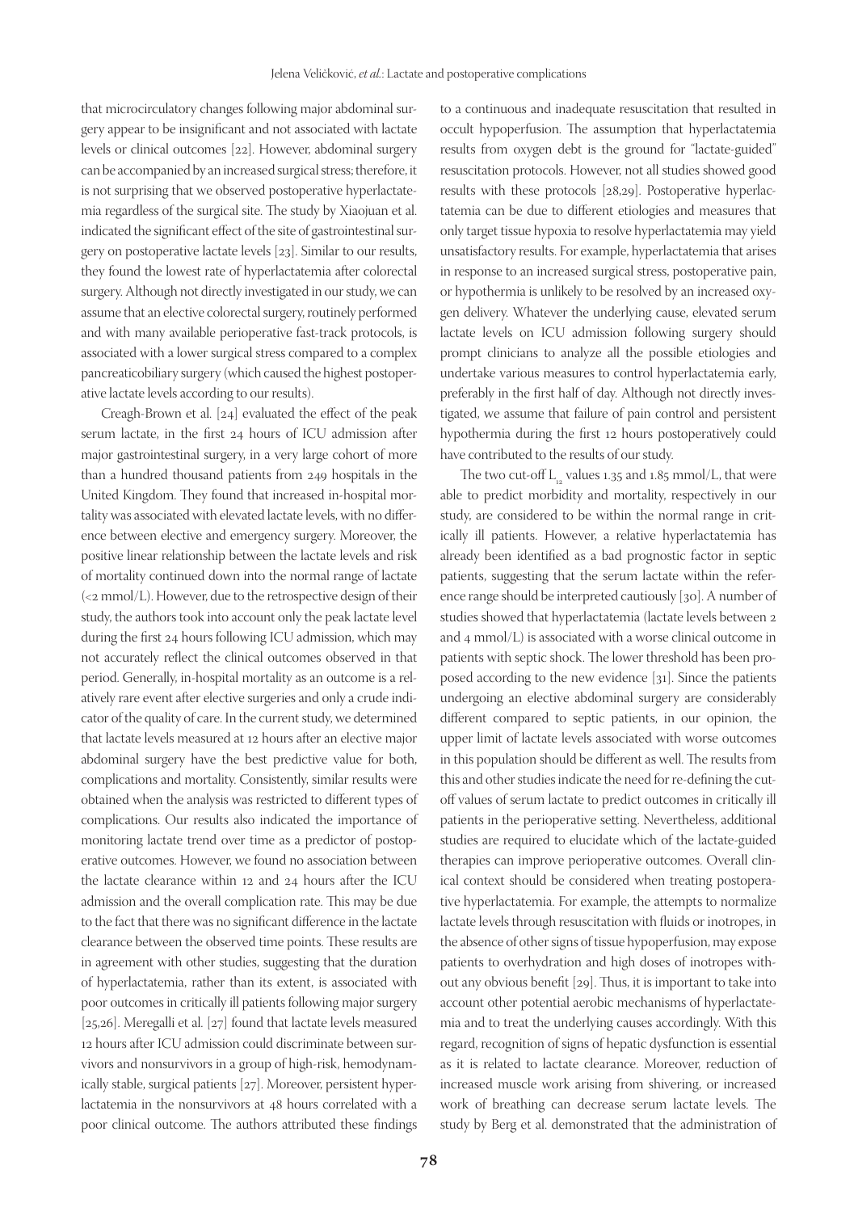that microcirculatory changes following major abdominal surgery appear to be insignificant and not associated with lactate levels or clinical outcomes [22]. However, abdominal surgery can be accompanied by an increased surgical stress; therefore, it is not surprising that we observed postoperative hyperlactatemia regardless of the surgical site. The study by Xiaojuan et al. indicated the significant effect of the site of gastrointestinal surgery on postoperative lactate levels [23]. Similar to our results, they found the lowest rate of hyperlactatemia after colorectal surgery. Although not directly investigated in our study, we can assume that an elective colorectal surgery, routinely performed and with many available perioperative fast-track protocols, is associated with a lower surgical stress compared to a complex pancreaticobiliary surgery (which caused the highest postoperative lactate levels according to our results).

Creagh-Brown et al. [24] evaluated the effect of the peak serum lactate, in the first 24 hours of ICU admission after major gastrointestinal surgery, in a very large cohort of more than a hundred thousand patients from 249 hospitals in the United Kingdom. They found that increased in-hospital mortality was associated with elevated lactate levels, with no difference between elective and emergency surgery. Moreover, the positive linear relationship between the lactate levels and risk of mortality continued down into the normal range of lactate (<2 mmol/L). However, due to the retrospective design of their study, the authors took into account only the peak lactate level during the first 24 hours following ICU admission, which may not accurately reflect the clinical outcomes observed in that period. Generally, in-hospital mortality as an outcome is a relatively rare event after elective surgeries and only a crude indicator of the quality of care. In the current study, we determined that lactate levels measured at 12 hours after an elective major abdominal surgery have the best predictive value for both, complications and mortality. Consistently, similar results were obtained when the analysis was restricted to different types of complications. Our results also indicated the importance of monitoring lactate trend over time as a predictor of postoperative outcomes. However, we found no association between the lactate clearance within 12 and 24 hours after the ICU admission and the overall complication rate. This may be due to the fact that there was no significant difference in the lactate clearance between the observed time points. These results are in agreement with other studies, suggesting that the duration of hyperlactatemia, rather than its extent, is associated with poor outcomes in critically ill patients following major surgery [25,26]. Meregalli et al. [27] found that lactate levels measured 12 hours after ICU admission could discriminate between survivors and nonsurvivors in a group of high-risk, hemodynamically stable, surgical patients [27]. Moreover, persistent hyperlactatemia in the nonsurvivors at 48 hours correlated with a poor clinical outcome. The authors attributed these findings to a continuous and inadequate resuscitation that resulted in occult hypoperfusion. The assumption that hyperlactatemia results from oxygen debt is the ground for "lactate-guided" resuscitation protocols. However, not all studies showed good results with these protocols [28,29]. Postoperative hyperlactatemia can be due to different etiologies and measures that only target tissue hypoxia to resolve hyperlactatemia may yield unsatisfactory results. For example, hyperlactatemia that arises in response to an increased surgical stress, postoperative pain, or hypothermia is unlikely to be resolved by an increased oxygen delivery. Whatever the underlying cause, elevated serum lactate levels on ICU admission following surgery should prompt clinicians to analyze all the possible etiologies and undertake various measures to control hyperlactatemia early, preferably in the first half of day. Although not directly investigated, we assume that failure of pain control and persistent hypothermia during the first 12 hours postoperatively could have contributed to the results of our study.

The two cut-off $L_{12}$ values 1.35 and 1.85 mmol/L, that were able to predict morbidity and mortality, respectively in our study, are considered to be within the normal range in critically ill patients. However, a relative hyperlactatemia has already been identified as a bad prognostic factor in septic patients, suggesting that the serum lactate within the reference range should be interpreted cautiously [30]. A number of studies showed that hyperlactatemia (lactate levels between 2 and 4 mmol/L) is associated with a worse clinical outcome in patients with septic shock. The lower threshold has been proposed according to the new evidence [31]. Since the patients undergoing an elective abdominal surgery are considerably different compared to septic patients, in our opinion, the upper limit of lactate levels associated with worse outcomes in this population should be different as well. The results from this and other studies indicate the need for re-defining the cut-off values of serum lactate to predict outcomes in critically ill patients in the perioperative setting. Nevertheless, additional studies are required to elucidate which of the lactate-guided therapies can improve perioperative outcomes. Overall clinical context should be considered when treating postoperative hyperlactatemia. For example, the attempts to normalize lactate levels through resuscitation with fluids or inotropes, in the absence of other signs of tissue hypoperfusion, may expose patients to overhydration and high doses of inotropes without any obvious benefit [29]. Thus, it is important to take into account other potential aerobic mechanisms of hyperlactatemia and to treat the underlying causes accordingly. With this regard, recognition of signs of hepatic dysfunction is essential as it is related to lactate clearance. Moreover, reduction of increased muscle work arising from shivering, or increased work of breathing can decrease serum lactate levels. The study by Berg et al. demonstrated that the administration of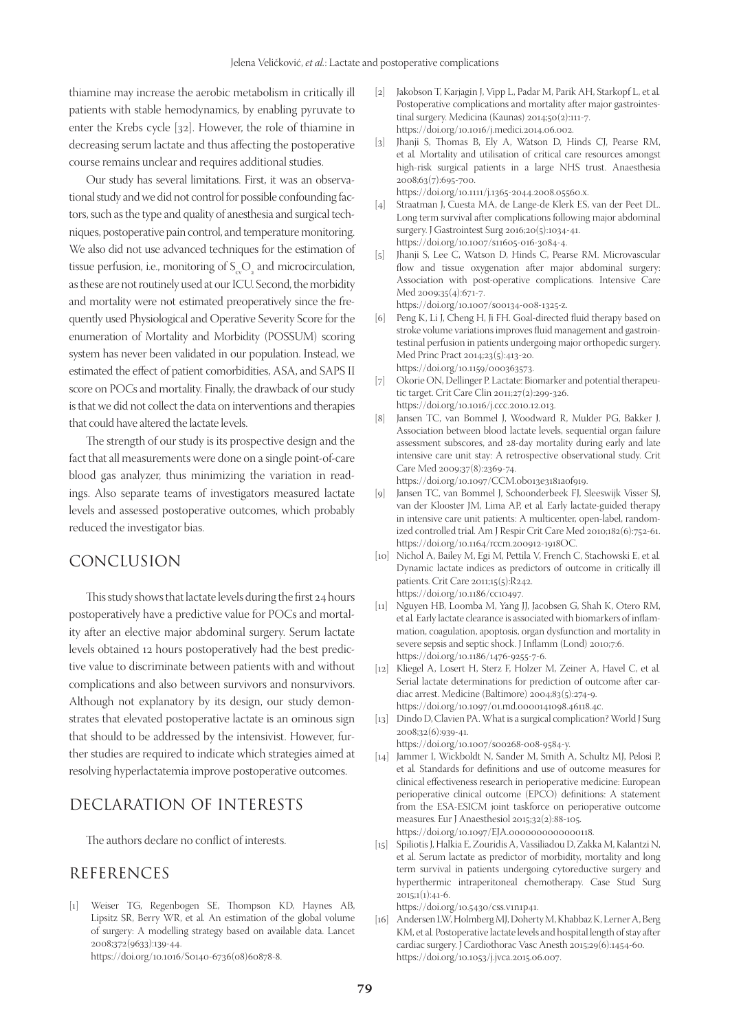thiamine may increase the aerobic metabolism in critically ill patients with stable hemodynamics, by enabling pyruvate to enter the Krebs cycle [32]. However, the role of thiamine in decreasing serum lactate and thus affecting the postoperative course remains unclear and requires additional studies.

Our study has several limitations. First, it was an observational study and we did not control for possible confounding factors, such as the type and quality of anesthesia and surgical techniques, postoperative pain control, and temperature monitoring. We also did not use advanced techniques for the estimation of tissue perfusion, i.e., monitoring of $S_{cv}O_2$ and microcirculation, as these are not routinely used at our ICU. Second, the morbidity and mortality were not estimated preoperatively since the frequently used Physiological and Operative Severity Score for the enumeration of Mortality and Morbidity (POSSUM) scoring system has never been validated in our population. Instead, we estimated the effect of patient comorbidities, ASA, and SAPS II score on POCs and mortality. Finally, the drawback of our study is that we did not collect the data on interventions and therapies that could have altered the lactate levels.

The strength of our study is its prospective design and the fact that all measurements were done on a single point-of-care blood gas analyzer, thus minimizing the variation in readings. Also separate teams of investigators measured lactate levels and assessed postoperative outcomes, which probably reduced the investigator bias.

## CONCLUSION

This study shows that lactate levels during the first 24 hours postoperatively have a predictive value for POCs and mortality after an elective major abdominal surgery. Serum lactate levels obtained 12 hours postoperatively had the best predictive value to discriminate between patients with and without complications and also between survivors and nonsurvivors. Although not explanatory by its design, our study demonstrates that elevated postoperative lactate is an ominous sign that should to be addressed by the intensivist. However, further studies are required to indicate which strategies aimed at resolving hyperlactatemia improve postoperative outcomes.

## DECLARATION OF INTERESTS

The authors declare no conflict of interests.

## REFERENCES

[1] Weiser TG, Regenbogen SE, Thompson KD, Haynes AB, Lipsitz SR, Berry WR, et al. An estimation of the global volume of surgery: A modelling strategy based on available data. Lancet 2008;372(9633):139-44. https://doi.org/10.1016/S0140-6736(08)60878-8.

[2] Jakobson T, Karjagin J, Vipp L, Padar M, Parik AH, Starkopf L, et al. Postoperative complications and mortality after major gastrointestinal surgery. Medicina (Kaunas) 2014;50(2):111-7. https://doi.org/10.1016/j.medici.2014.06.002.

[3] Jhanji S, Thomas B, Ely A, Watson D, Hinds CJ, Pearse RM, et al. Mortality and utilisation of critical care resources amongst high-risk surgical patients in a large NHS trust. Anaesthesia 2008;63(7):695-700. https://doi.org/10.1111/j.1365-2044.2008.05560.x.

[4] Straatman J, Cuesta MA, de Lange-de Klerk ES, van der Peet DL. Long term survival after complications following major abdominal surgery. J Gastrointest Surg 2016;20(5):1034-41. https://doi.org/10.1007/s11605-016-3084-4.

[5] Jhanji S, Lee C, Watson D, Hinds C, Pearse RM. Microvascular flow and tissue oxygenation after major abdominal surgery: Association with post-operative complications. Intensive Care Med 2009;35(4):671-7. https://doi.org/10.1007/s00134-008-1325-z.

[6] Peng K, Li J, Cheng H, Ji FH. Goal-directed fluid therapy based on stroke volume variations improves fluid management and gastrointestinal perfusion in patients undergoing major orthopedic surgery. Med Princ Pract 2014;23(5):413-20. https://doi.org/10.1159/000363573.

[7] Okorie ON, Dellinger P. Lactate: Biomarker and potential therapeutic target. Crit Care Clin 2011;27(2):299-326. https://doi.org/10.1016/j.ccc.2010.12.013.

[8] Jansen TC, van Bommel J, Woodward R, Mulder PG, Bakker J. Association between blood lactate levels, sequential organ failure assessment subscores, and 28-day mortality during early and late intensive care unit stay: A retrospective observational study. Crit Care Med 2009;37(8):2369-74. https://doi.org/10.1097/CCM.0b013e3181a0f919.

[9] Jansen TC, van Bommel J, Schoonderbeek FJ, Sleeswijk Visser SJ, van der Klooster JM, Lima AP, et al. Early lactate-guided therapy in intensive care unit patients: A multicenter, open-label, randomized controlled trial. Am J Respir Crit Care Med 2010;182(6):752-61. https://doi.org/10.1164/rccm.200912-1918OC.

[10] Nichol A, Bailey M, Egi M, Pettila V, French C, Stachowski E, et al. Dynamic lactate indices as predictors of outcome in critically ill patients. Crit Care 2011;15(5):R242. https://doi.org/10.1186/cc10497.

[11] Nguyen HB, Loomba M, Yang JJ, Jacobsen G, Shah K, Otero RM, et al. Early lactate clearance is associated with biomarkers of inflammation, coagulation, apoptosis, organ dysfunction and mortality in severe sepsis and septic shock. J Inflamm (Lond) 2010;7:6. https://doi.org/10.1186/1476-9255-7-6.

[12] Kliegel A, Losert H, Sterz F, Holzer M, Zeiner A, Havel C, et al. Serial lactate determinations for prediction of outcome after cardiac arrest. Medicine (Baltimore) 2004;83(5):274-9. https://doi.org/10.1097/01.md.0000141098.46118.4c.

[13] Dindo D, Clavien PA. What is a surgical complication? World J Surg 2008;32(6):939-41. https://doi.org/10.1007/s00268-008-9584-y.

[14] Jammer I, Wickboldt N, Sander M, Smith A, Schultz MJ, Pelosi P, et al. Standards for definitions and use of outcome measures for clinical effectiveness research in perioperative medicine: European perioperative clinical outcome (EPCO) definitions: A statement from the ESA-ESICM joint taskforce on perioperative outcome measures. Eur J Anaesthesiol 2015;32(2):88-105. https://doi.org/10.1097/EJA.0000000000000118.

[15] Spiliotis J, Halkia E, Zouridis A, Vassiliadou D, Zakka M, Kalantzi N, et al. Serum lactate as predictor of morbidity, mortality and long term survival in patients undergoing cytoreductive surgery and hyperthermic intraperitoneal chemotherapy. Case Stud Surg 2015;1(1):41-6. https://doi.org/10.5430/css.v1n1p41.

[16] Andersen LW, Holmberg MJ, Doherty M, Khabbaz K, Lerner A, Berg KM, et al. Postoperative lactate levels and hospital length of stay after cardiac surgery. J Cardiothorac Vasc Anesth 2015;29(6):1454-60. https://doi.org/10.1053/j.jvca.2015.06.007.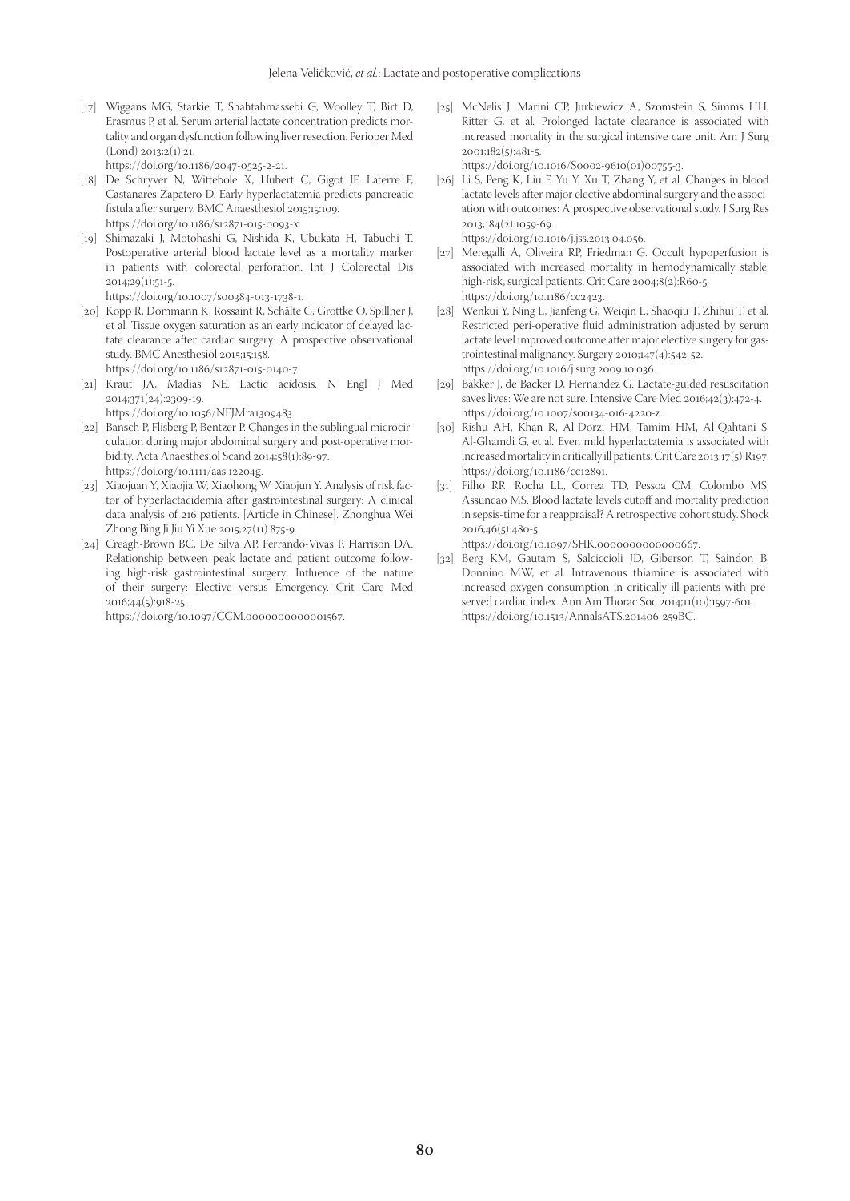[17] Wiggans MG, Starkie T, Shahtahmassebi G, Woolley T, Birt D, Erasmus P, et al. Serum arterial lactate concentration predicts mortality and organ dysfunction following liver resection. Perioper Med (Lond) 2013;2(1):21.
https://doi.org/10.1186/2047-0525-2-21.

[18] De Schryver N, Wittebole X, Hubert C, Gigot JF, Laterre F, Castanares-Zapatero D. Early hyperlactatemia predicts pancreatic fistula after surgery. BMC Anaesthesiol 2015;15:109.
https://doi.org/10.1186/s12871-015-0093-x.

[19] Shimazaki J, Motohashi G, Nishida K, Ubukata H, Tabuchi T. Postoperative arterial blood lactate level as a mortality marker in patients with colorectal perforation. Int J Colorectal Dis 2014;29(1):51-5.
https://doi.org/10.1007/s00384-013-1738-1.

[20] Kopp R, Dommann K, Rossaint R, Schälte G, Grottke O, Spillner J, et al. Tissue oxygen saturation as an early indicator of delayed lactate clearance after cardiac surgery: A prospective observational study. BMC Anesthesiol 2015;15:158.
https://doi.org/10.1186/s12871-015-0140-7

[21] Kraut JA, Madias NE. Lactic acidosis. N Engl J Med 2014;371(24):2309-19.
https://doi.org/10.1056/NEJMra1309483.

[22] Bansch P, Flisberg P, Bentzer P. Changes in the sublingual microcirculation during major abdominal surgery and post-operative morbidity. Acta Anaesthesiol Scand 2014;58(1):89-97.
https://doi.org/10.1111/aas.12204g.

[23] Xiaojuan Y, Xiaojia W, Xiaohong W, Xiaojun Y. Analysis of risk factor of hyperlactacidemia after gastrointestinal surgery: A clinical data analysis of 216 patients. [Article in Chinese]. Zhonghua Wei Zhong Bing Ji Jiu Yi Xue 2015;27(11):875-9.

[24] Creagh-Brown BC, De Silva AP, Ferrando-Vivas P, Harrison DA. Relationship between peak lactate and patient outcome following high-risk gastrointestinal surgery: Influence of the nature of their surgery: Elective versus Emergency. Crit Care Med 2016;44(5):918-25.
https://doi.org/10.1097/CCM.0000000000001567.

[25] McNelis J, Marini CP, Jurkiewicz A, Szomstein S, Simms HH, Ritter G, et al. Prolonged lactate clearance is associated with increased mortality in the surgical intensive care unit. Am J Surg 2001;182(5):481-5.
https://doi.org/10.1016/S0002-9610(01)00755-3.

[26] Li S, Peng K, Liu F, Yu Y, Xu T, Zhang Y, et al. Changes in blood lactate levels after major elective abdominal surgery and the association with outcomes: A prospective observational study. J Surg Res 2013;184(2):1059-69.
https://doi.org/10.1016/j.jss.2013.04.056.

[27] Meregalli A, Oliveira RP, Friedman G. Occult hypoperfusion is associated with increased mortality in hemodynamically stable, high-risk, surgical patients. Crit Care 2004;8(2):R60-5.
https://doi.org/10.1186/cc2423.

[28] Wenkui Y, Ning L, Jianfeng G, Weiqin L, Shaoqiu T, Zhihui T, et al. Restricted peri-operative fluid administration adjusted by serum lactate level improved outcome after major elective surgery for gastrointestinal malignancy. Surgery 2010;147(4):542-52.
https://doi.org/10.1016/j.surg.2009.10.036.

[29] Bakker J, de Backer D, Hernandez G. Lactate-guided resuscitation saves lives: We are not sure. Intensive Care Med 2016;42(3):472-4.
https://doi.org/10.1007/s00134-016-4220-z.

[30] Rishu AH, Khan R, Al-Dorzi HM, Tamim HM, Al-Qahtani S, Al-Ghamdi G, et al. Even mild hyperlactatemia is associated with increased mortality in critically ill patients. Crit Care 2013;17(5):R197.
https://doi.org/10.1186/cc12891.

[31] Filho RR, Rocha LL, Correa TD, Pessoa CM, Colombo MS, Assuncao MS. Blood lactate levels cutoff and mortality prediction in sepsis-time for a reappraisal? A retrospective cohort study. Shock 2016;46(5):480-5.
https://doi.org/10.1097/SHK.0000000000000667.

[32] Berg KM, Gautam S, Salciccioli JD, Giberson T, Saindon B, Donnino MW, et al. Intravenous thiamine is associated with increased oxygen consumption in critically ill patients with preserved cardiac index. Ann Am Thorac Soc 2014;11(10):1597-601.
https://doi.org/10.1513/AnnalsATS.201406-259BC.